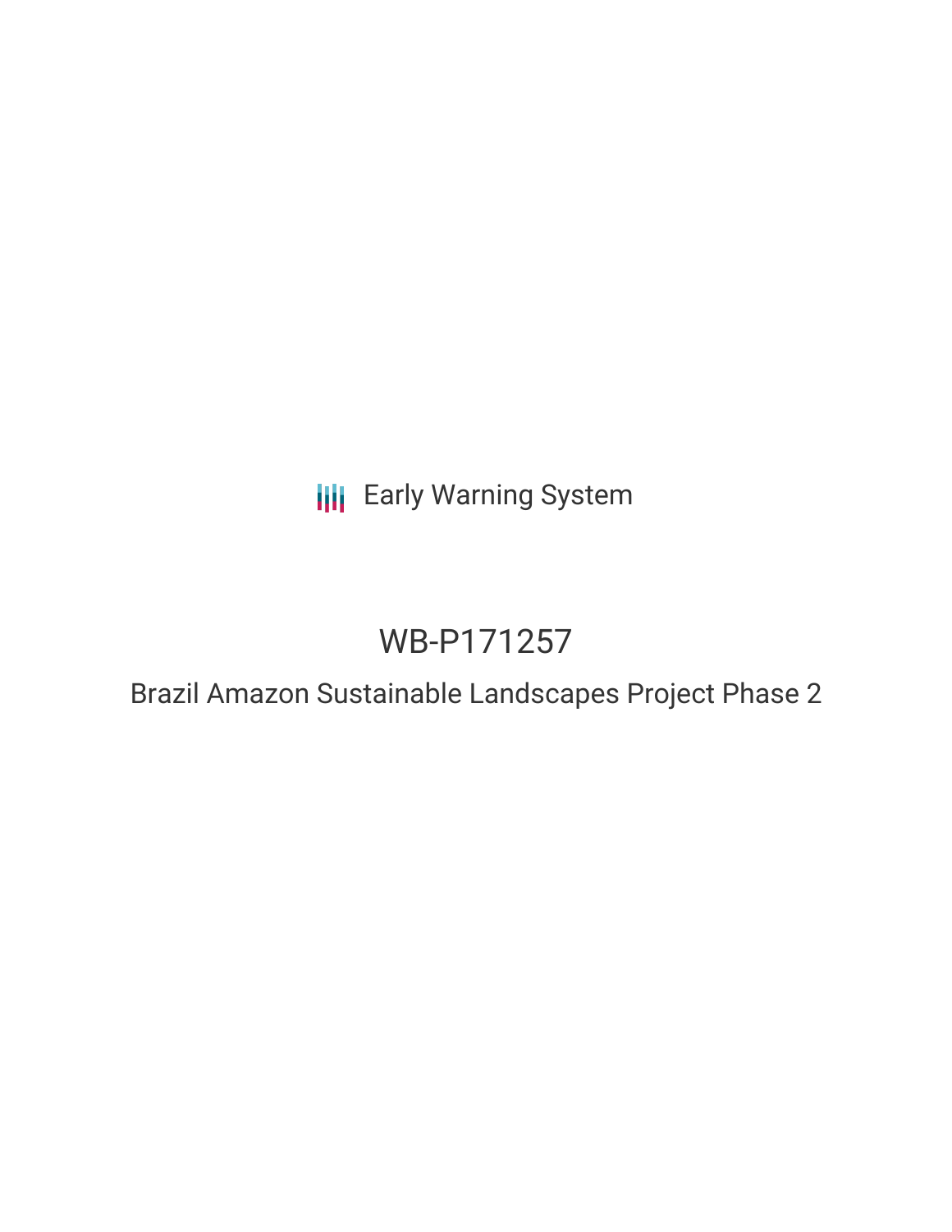Early Warning System

# WB-P171257

## Brazil Amazon Sustainable Landscapes Project Phase 2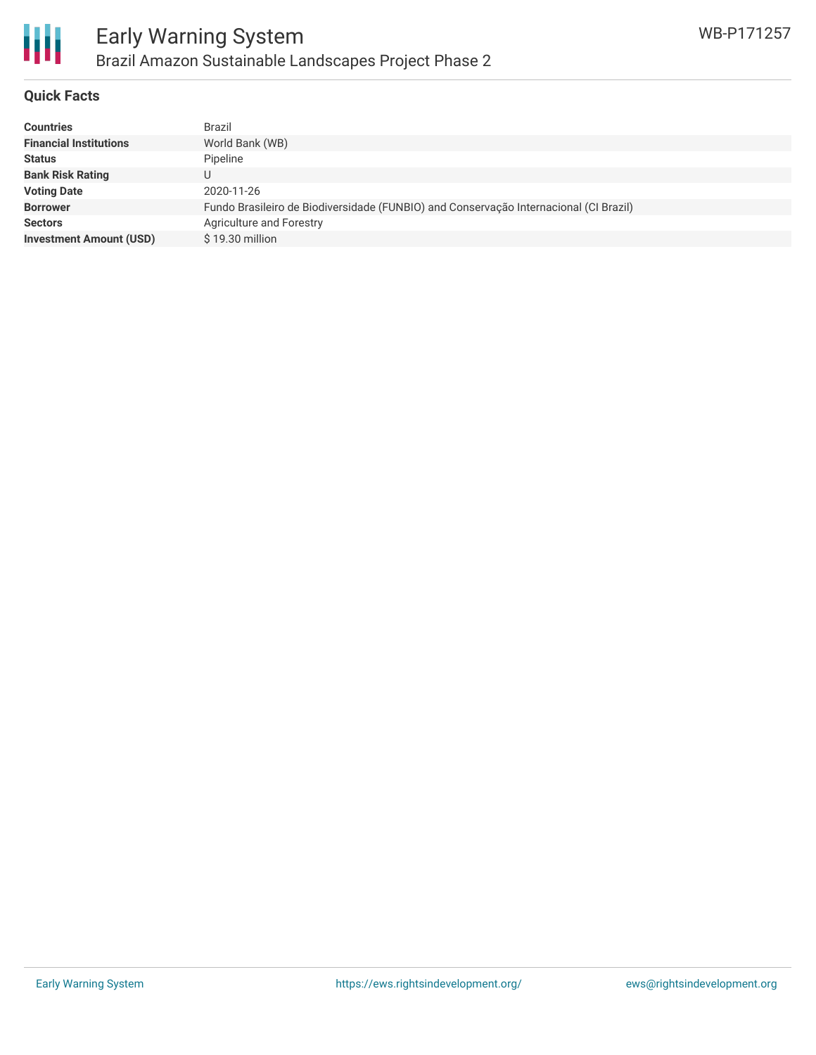## Quick Facts

| | |
|---|---|
| **Countries** | Brazil |
| **Financial Institutions** | World Bank (WB) |
| **Status** | Pipeline |
| **Bank Risk Rating** | U |
| **Voting Date** | 2020-11-26 |
| **Borrower** | Fundo Brasileiro de Biodiversidade (FUNBIO) and Conservação Internacional (CI Brazil) |
| **Sectors** | Agriculture and Forestry |
| **Investment Amount (USD)** | $ 19.30 million |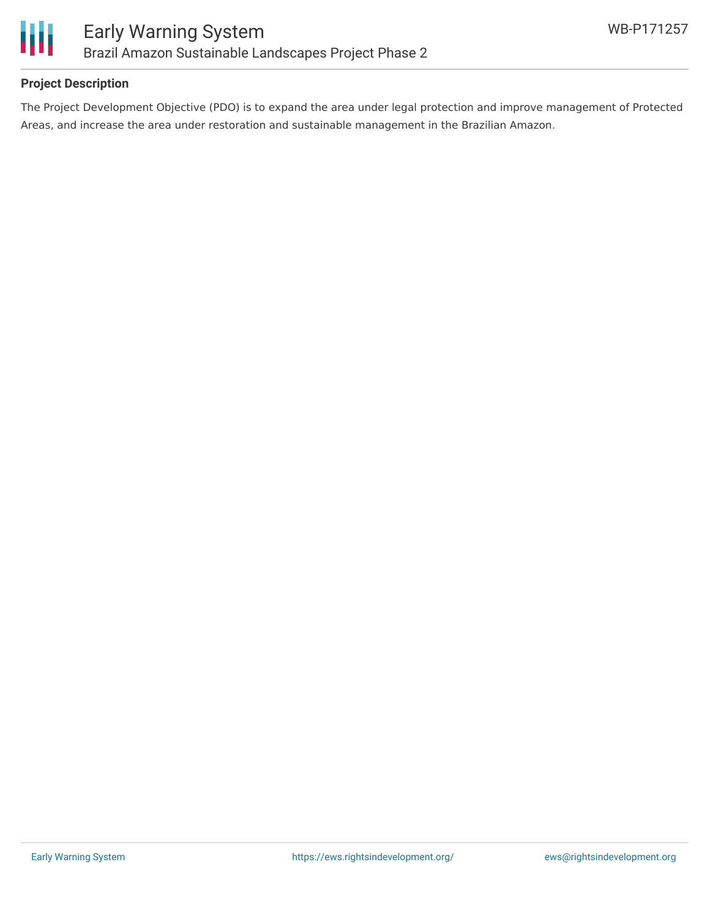**Project Description**

The Project Development Objective (PDO) is to expand the area under legal protection and improve management of Protected Areas, and increase the area under restoration and sustainable management in the Brazilian Amazon.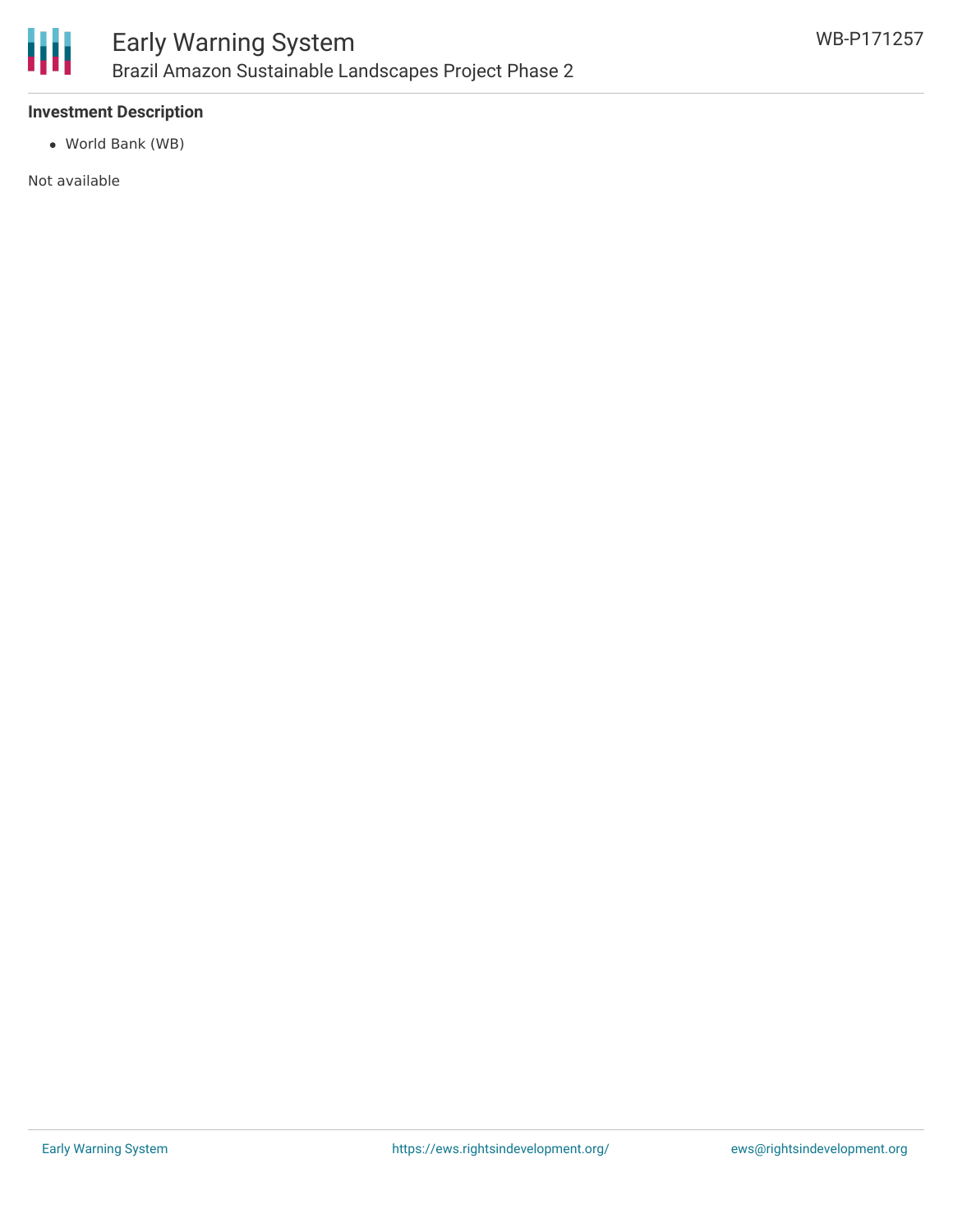**Investment Description**

- World Bank (WB)

Not available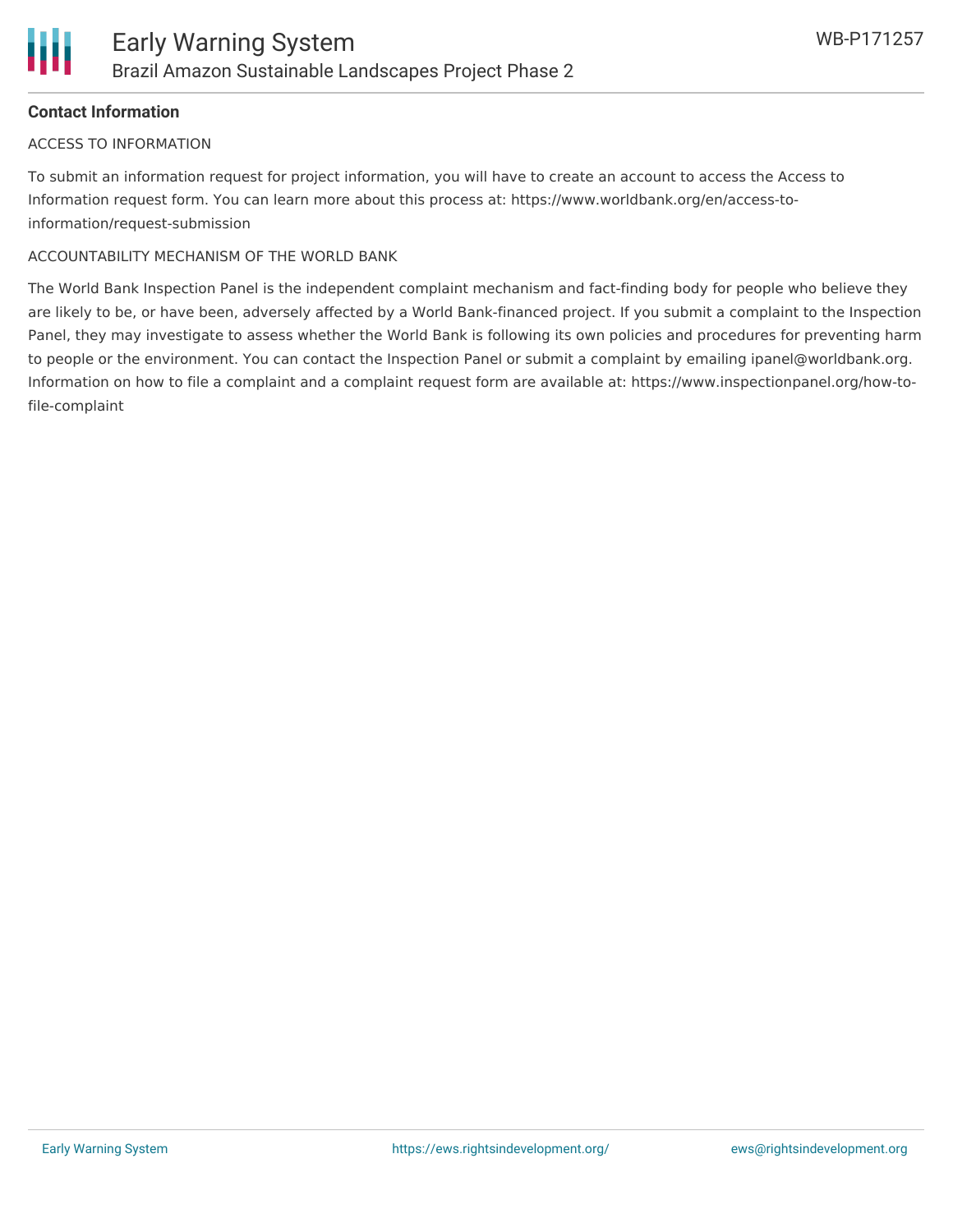## Contact Information

ACCESS TO INFORMATION

To submit an information request for project information, you will have to create an account to access the Access to Information request form. You can learn more about this process at: https://www.worldbank.org/en/access-to-information/request-submission

ACCOUNTABILITY MECHANISM OF THE WORLD BANK

The World Bank Inspection Panel is the independent complaint mechanism and fact-finding body for people who believe they are likely to be, or have been, adversely affected by a World Bank-financed project. If you submit a complaint to the Inspection Panel, they may investigate to assess whether the World Bank is following its own policies and procedures for preventing harm to people or the environment. You can contact the Inspection Panel or submit a complaint by emailing ipanel@worldbank.org. Information on how to file a complaint and a complaint request form are available at: https://www.inspectionpanel.org/how-to-file-complaint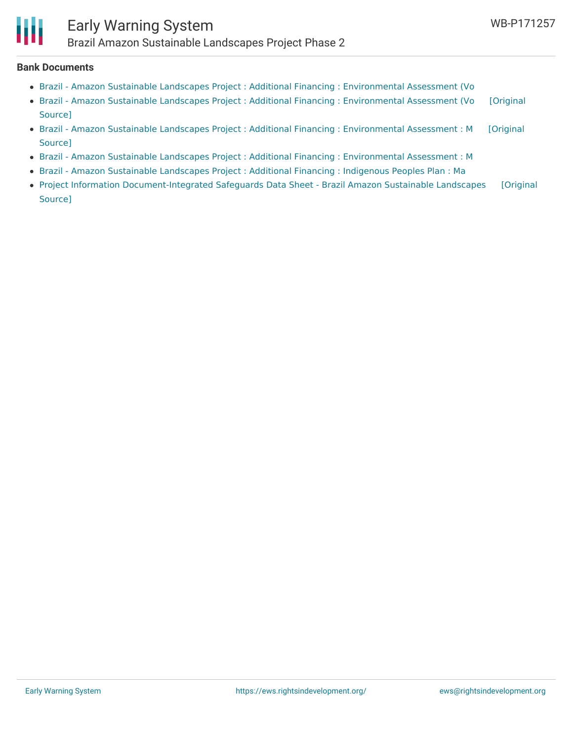## Bank Documents

- Brazil - Amazon Sustainable Landscapes Project : Additional Financing : Environmental Assessment (Vo
- Brazil - Amazon Sustainable Landscapes Project : Additional Financing : Environmental Assessment (Vo [Original Source]
- Brazil - Amazon Sustainable Landscapes Project : Additional Financing : Environmental Assessment : M [Original Source]
- Brazil - Amazon Sustainable Landscapes Project : Additional Financing : Environmental Assessment : M
- Brazil - Amazon Sustainable Landscapes Project : Additional Financing : Indigenous Peoples Plan : Ma
- Project Information Document-Integrated Safeguards Data Sheet - Brazil Amazon Sustainable Landscapes [Original Source]